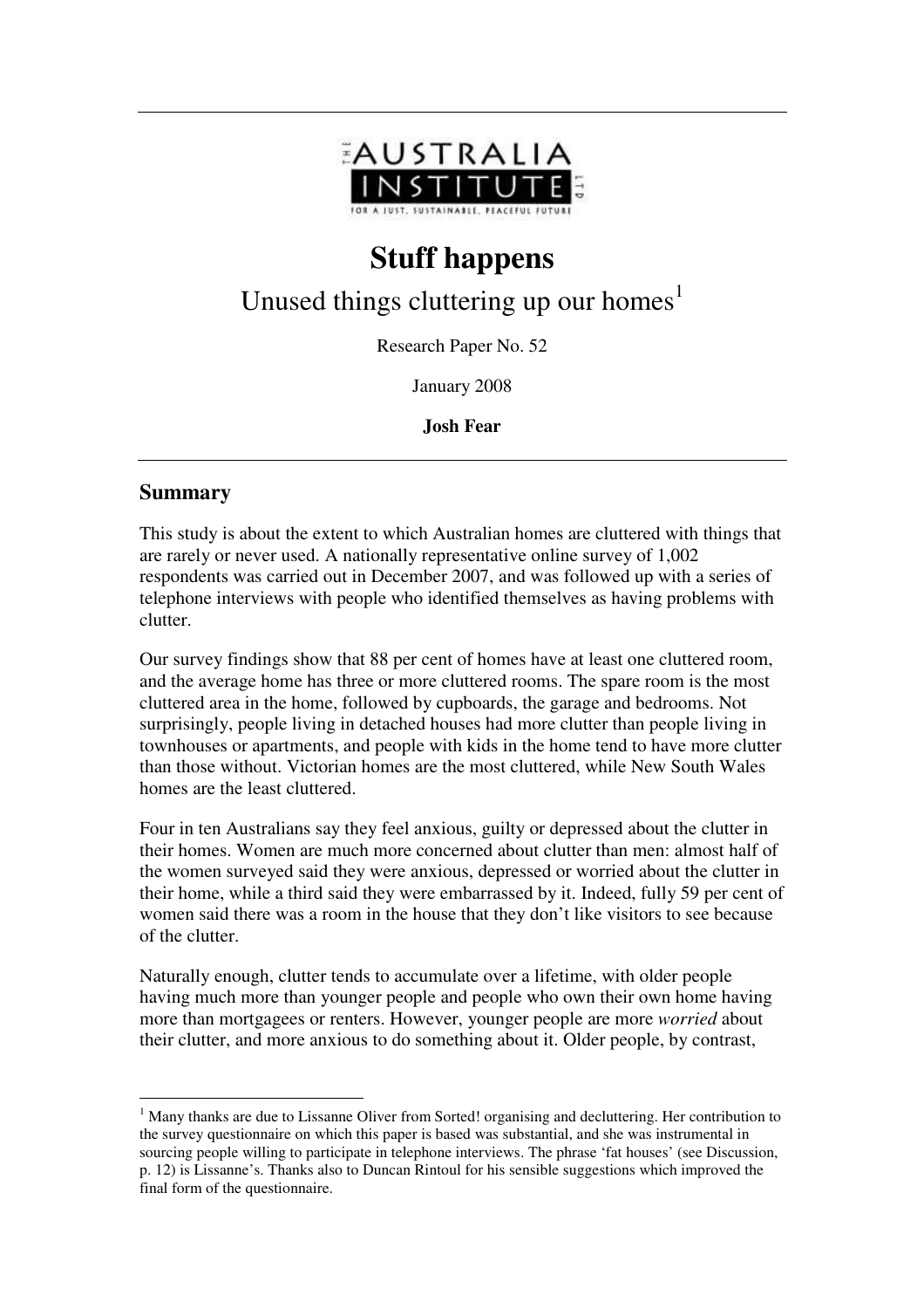THE AUSTRALIA INSTITUTE LTD

FOR A JUST, SUSTAINABLE, PEACEFUL FUTURE

# Stuff happens

## Unused things cluttering up our homes[1]

Research Paper No. 52

January 2008

**Josh Fear**

## Summary

This study is about the extent to which Australian homes are cluttered with things that are rarely or never used. A nationally representative online survey of 1,002 respondents was carried out in December 2007, and was followed up with a series of telephone interviews with people who identified themselves as having problems with clutter.

Our survey findings show that 88 per cent of homes have at least one cluttered room, and the average home has three or more cluttered rooms. The spare room is the most cluttered area in the home, followed by cupboards, the garage and bedrooms. Not surprisingly, people living in detached houses had more clutter than people living in townhouses or apartments, and people with kids in the home tend to have more clutter than those without. Victorian homes are the most cluttered, while New South Wales homes are the least cluttered.

Four in ten Australians say they feel anxious, guilty or depressed about the clutter in their homes. Women are much more concerned about clutter than men: almost half of the women surveyed said they were anxious, depressed or worried about the clutter in their home, while a third said they were embarrassed by it. Indeed, fully 59 per cent of women said there was a room in the house that they don't like visitors to see because of the clutter.

Naturally enough, clutter tends to accumulate over a lifetime, with older people having much more than younger people and people who own their own home having more than mortgagees or renters. However, younger people are more *worried* about their clutter, and more anxious to do something about it. Older people, by contrast,

[1] Many thanks are due to Lissanne Oliver from Sorted! organising and decluttering. Her contribution to the survey questionnaire on which this paper is based was substantial, and she was instrumental in sourcing people willing to participate in telephone interviews. The phrase 'fat houses' (see Discussion, p. 12) is Lissanne's. Thanks also to Duncan Rintoul for his sensible suggestions which improved the final form of the questionnaire.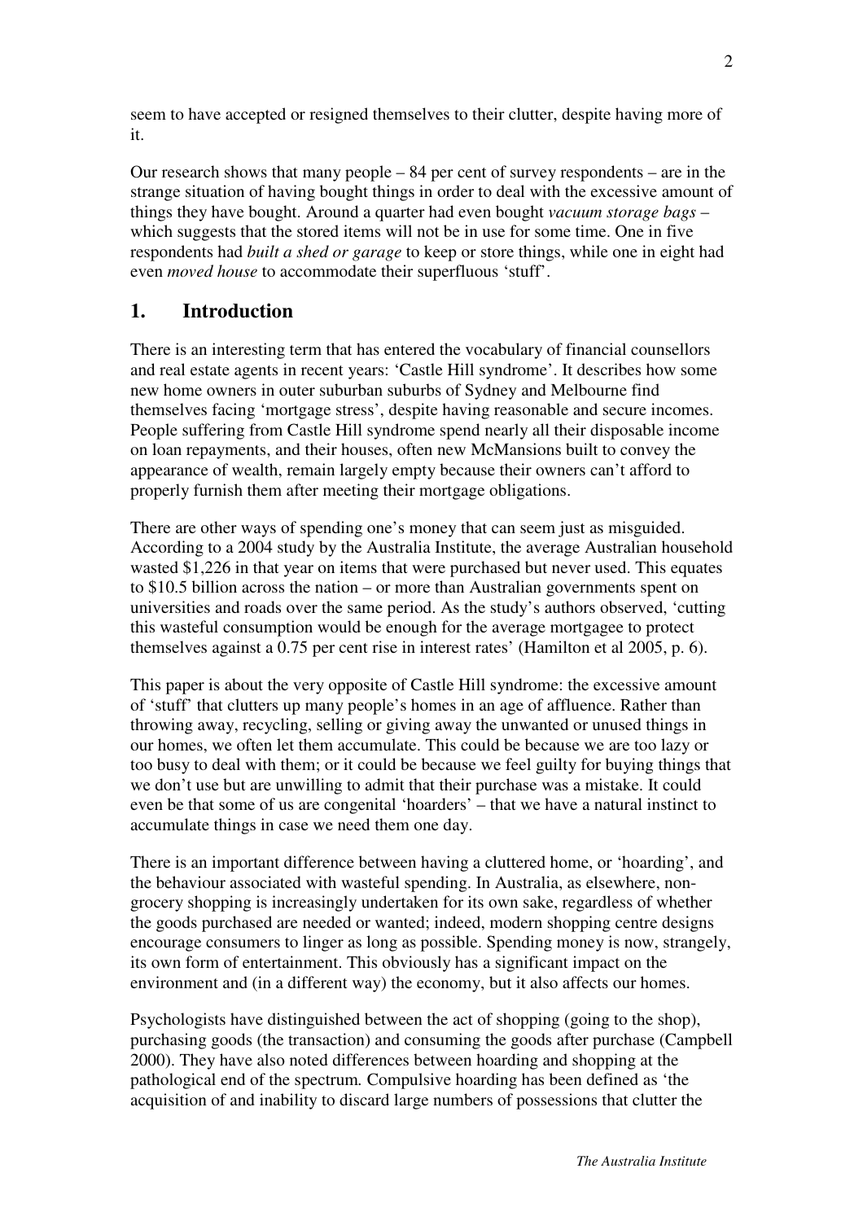seem to have accepted or resigned themselves to their clutter, despite having more of it.

Our research shows that many people – 84 per cent of survey respondents – are in the strange situation of having bought things in order to deal with the excessive amount of things they have bought. Around a quarter had even bought *vacuum storage bags* – which suggests that the stored items will not be in use for some time. One in five respondents had *built a shed or garage* to keep or store things, while one in eight had even *moved house* to accommodate their superfluous 'stuff'.

## 1. Introduction

There is an interesting term that has entered the vocabulary of financial counsellors and real estate agents in recent years: 'Castle Hill syndrome'. It describes how some new home owners in outer suburban suburbs of Sydney and Melbourne find themselves facing 'mortgage stress', despite having reasonable and secure incomes. People suffering from Castle Hill syndrome spend nearly all their disposable income on loan repayments, and their houses, often new McMansions built to convey the appearance of wealth, remain largely empty because their owners can't afford to properly furnish them after meeting their mortgage obligations.

There are other ways of spending one's money that can seem just as misguided. According to a 2004 study by the Australia Institute, the average Australian household wasted $1,226 in that year on items that were purchased but never used. This equates to $10.5 billion across the nation – or more than Australian governments spent on universities and roads over the same period. As the study's authors observed, 'cutting this wasteful consumption would be enough for the average mortgagee to protect themselves against a 0.75 per cent rise in interest rates' (Hamilton et al 2005, p. 6).

This paper is about the very opposite of Castle Hill syndrome: the excessive amount of 'stuff' that clutters up many people's homes in an age of affluence. Rather than throwing away, recycling, selling or giving away the unwanted or unused things in our homes, we often let them accumulate. This could be because we are too lazy or too busy to deal with them; or it could be because we feel guilty for buying things that we don't use but are unwilling to admit that their purchase was a mistake. It could even be that some of us are congenital 'hoarders' – that we have a natural instinct to accumulate things in case we need them one day.

There is an important difference between having a cluttered home, or 'hoarding', and the behaviour associated with wasteful spending. In Australia, as elsewhere, non-grocery shopping is increasingly undertaken for its own sake, regardless of whether the goods purchased are needed or wanted; indeed, modern shopping centre designs encourage consumers to linger as long as possible. Spending money is now, strangely, its own form of entertainment. This obviously has a significant impact on the environment and (in a different way) the economy, but it also affects our homes.

Psychologists have distinguished between the act of shopping (going to the shop), purchasing goods (the transaction) and consuming the goods after purchase (Campbell 2000). They have also noted differences between hoarding and shopping at the pathological end of the spectrum. Compulsive hoarding has been defined as 'the acquisition of and inability to discard large numbers of possessions that clutter the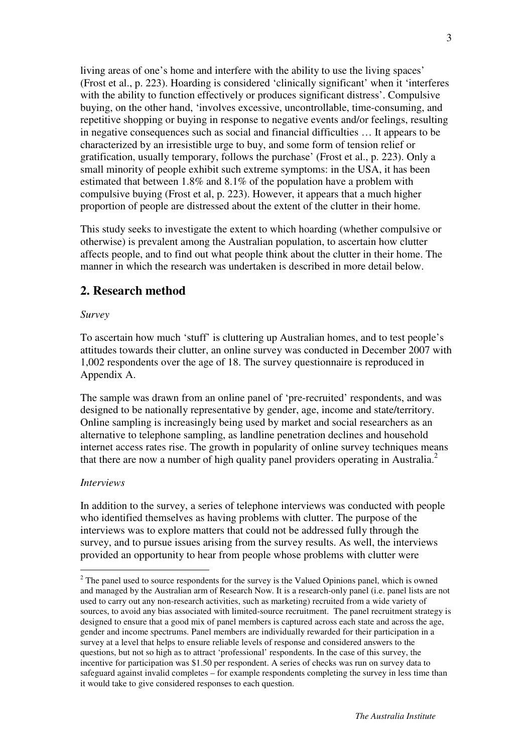living areas of one's home and interfere with the ability to use the living spaces' (Frost et al., p. 223). Hoarding is considered 'clinically significant' when it 'interferes with the ability to function effectively or produces significant distress'. Compulsive buying, on the other hand, 'involves excessive, uncontrollable, time-consuming, and repetitive shopping or buying in response to negative events and/or feelings, resulting in negative consequences such as social and financial difficulties … It appears to be characterized by an irresistible urge to buy, and some form of tension relief or gratification, usually temporary, follows the purchase' (Frost et al., p. 223). Only a small minority of people exhibit such extreme symptoms: in the USA, it has been estimated that between 1.8% and 8.1% of the population have a problem with compulsive buying (Frost et al, p. 223). However, it appears that a much higher proportion of people are distressed about the extent of the clutter in their home.

This study seeks to investigate the extent to which hoarding (whether compulsive or otherwise) is prevalent among the Australian population, to ascertain how clutter affects people, and to find out what people think about the clutter in their home. The manner in which the research was undertaken is described in more detail below.

## 2. Research method

*Survey*

To ascertain how much 'stuff' is cluttering up Australian homes, and to test people's attitudes towards their clutter, an online survey was conducted in December 2007 with 1,002 respondents over the age of 18. The survey questionnaire is reproduced in Appendix A.

The sample was drawn from an online panel of 'pre-recruited' respondents, and was designed to be nationally representative by gender, age, income and state/territory. Online sampling is increasingly being used by market and social researchers as an alternative to telephone sampling, as landline penetration declines and household internet access rates rise. The growth in popularity of online survey techniques means that there are now a number of high quality panel providers operating in Australia.[2]

*Interviews*

In addition to the survey, a series of telephone interviews was conducted with people who identified themselves as having problems with clutter. The purpose of the interviews was to explore matters that could not be addressed fully through the survey, and to pursue issues arising from the survey results. As well, the interviews provided an opportunity to hear from people whose problems with clutter were

[2] The panel used to source respondents for the survey is the Valued Opinions panel, which is owned and managed by the Australian arm of Research Now. It is a research-only panel (i.e. panel lists are not used to carry out any non-research activities, such as marketing) recruited from a wide variety of sources, to avoid any bias associated with limited-source recruitment. The panel recruitment strategy is designed to ensure that a good mix of panel members is captured across each state and across the age, gender and income spectrums. Panel members are individually rewarded for their participation in a survey at a level that helps to ensure reliable levels of response and considered answers to the questions, but not so high as to attract 'professional' respondents. In the case of this survey, the incentive for participation was $1.50 per respondent. A series of checks was run on survey data to safeguard against invalid completes – for example respondents completing the survey in less time than it would take to give considered responses to each question.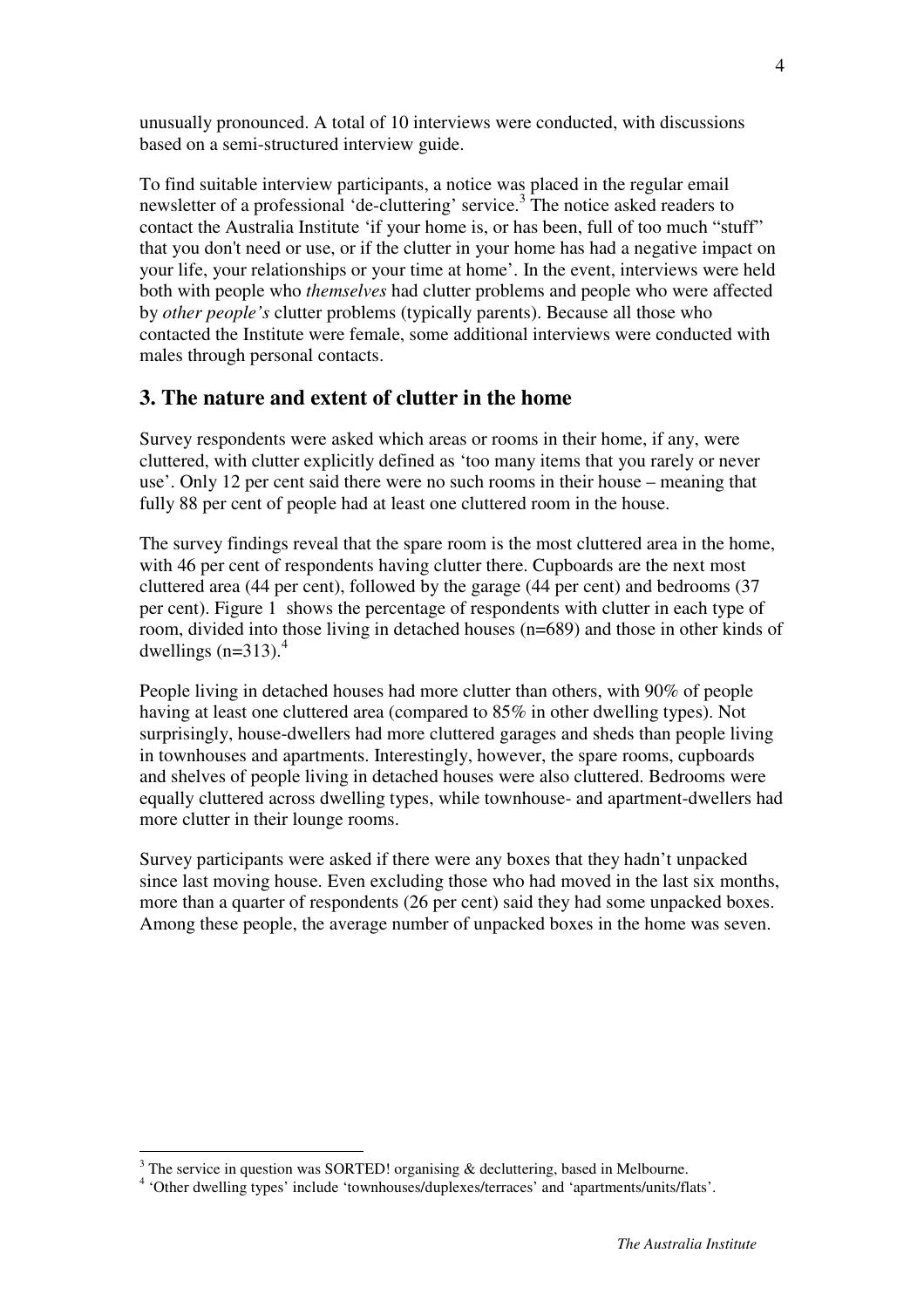unusually pronounced. A total of 10 interviews were conducted, with discussions based on a semi-structured interview guide.

To find suitable interview participants, a notice was placed in the regular email newsletter of a professional 'de-cluttering' service.[3] The notice asked readers to contact the Australia Institute 'if your home is, or has been, full of too much "stuff" that you don't need or use, or if the clutter in your home has had a negative impact on your life, your relationships or your time at home'. In the event, interviews were held both with people who *themselves* had clutter problems and people who were affected by *other people's* clutter problems (typically parents). Because all those who contacted the Institute were female, some additional interviews were conducted with males through personal contacts.

## 3. The nature and extent of clutter in the home

Survey respondents were asked which areas or rooms in their home, if any, were cluttered, with clutter explicitly defined as 'too many items that you rarely or never use'. Only 12 per cent said there were no such rooms in their house – meaning that fully 88 per cent of people had at least one cluttered room in the house.

The survey findings reveal that the spare room is the most cluttered area in the home, with 46 per cent of respondents having clutter there. Cupboards are the next most cluttered area (44 per cent), followed by the garage (44 per cent) and bedrooms (37 per cent). Figure 1 shows the percentage of respondents with clutter in each type of room, divided into those living in detached houses (n=689) and those in other kinds of dwellings (n=313).[4]

People living in detached houses had more clutter than others, with 90% of people having at least one cluttered area (compared to 85% in other dwelling types). Not surprisingly, house-dwellers had more cluttered garages and sheds than people living in townhouses and apartments. Interestingly, however, the spare rooms, cupboards and shelves of people living in detached houses were also cluttered. Bedrooms were equally cluttered across dwelling types, while townhouse- and apartment-dwellers had more clutter in their lounge rooms.

Survey participants were asked if there were any boxes that they hadn't unpacked since last moving house. Even excluding those who had moved in the last six months, more than a quarter of respondents (26 per cent) said they had some unpacked boxes. Among these people, the average number of unpacked boxes in the home was seven.

[3] The service in question was SORTED! organising & decluttering, based in Melbourne.

[4] 'Other dwelling types' include 'townhouses/duplexes/terraces' and 'apartments/units/flats'.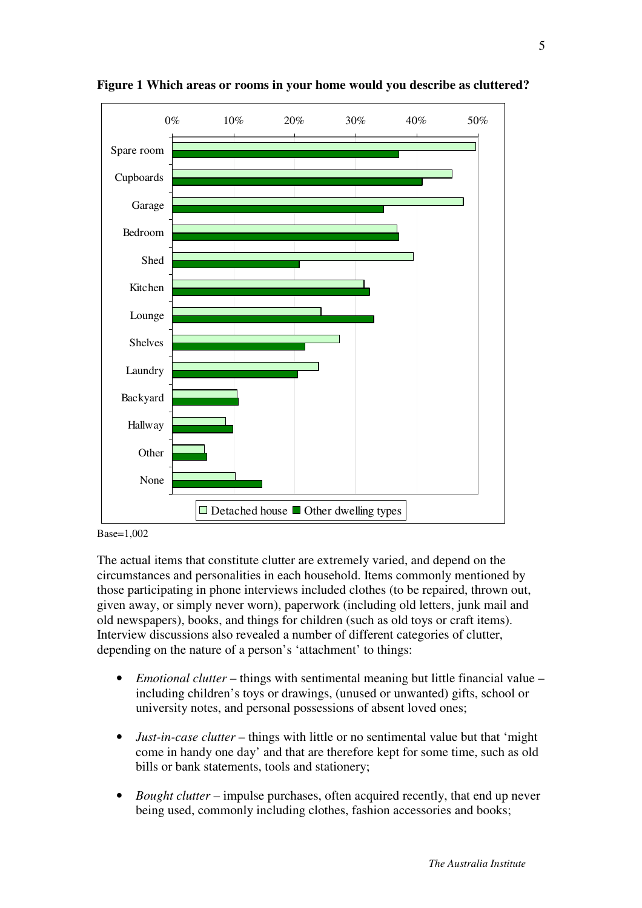**Figure 1 Which areas or rooms in your home would you describe as cluttered?**

Base=1,002

The actual items that constitute clutter are extremely varied, and depend on the circumstances and personalities in each household. Items commonly mentioned by those participating in phone interviews included clothes (to be repaired, thrown out, given away, or simply never worn), paperwork (including old letters, junk mail and old newspapers), books, and things for children (such as old toys or craft items). Interview discussions also revealed a number of different categories of clutter, depending on the nature of a person's 'attachment' to things:

- *Emotional clutter* – things with sentimental meaning but little financial value – including children's toys or drawings, (unused or unwanted) gifts, school or university notes, and personal possessions of absent loved ones;

- *Just-in-case clutter* – things with little or no sentimental value but that 'might come in handy one day' and that are therefore kept for some time, such as old bills or bank statements, tools and stationery;

- *Bought clutter* – impulse purchases, often acquired recently, that end up never being used, commonly including clothes, fashion accessories and books;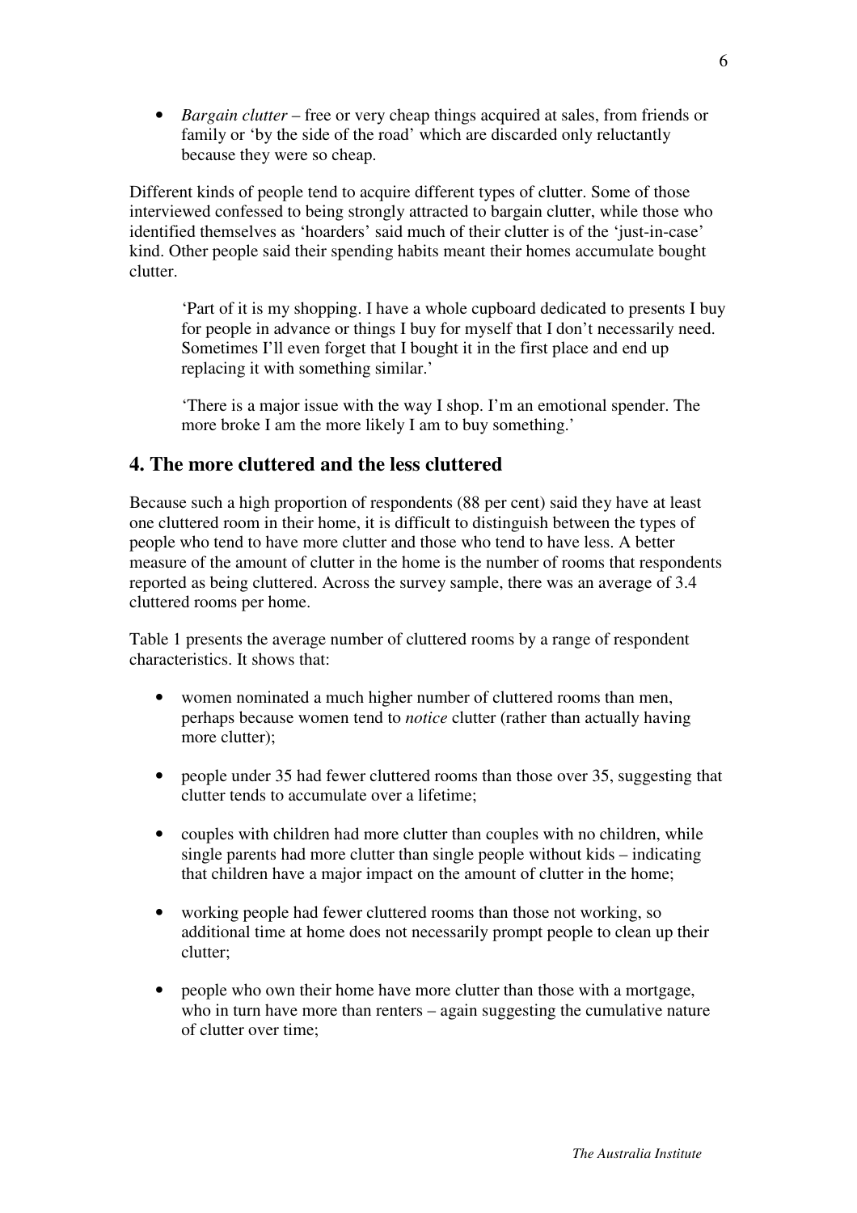- *Bargain clutter* – free or very cheap things acquired at sales, from friends or family or 'by the side of the road' which are discarded only reluctantly because they were so cheap.

Different kinds of people tend to acquire different types of clutter. Some of those interviewed confessed to being strongly attracted to bargain clutter, while those who identified themselves as 'hoarders' said much of their clutter is of the 'just-in-case' kind. Other people said their spending habits meant their homes accumulate bought clutter.

> 'Part of it is my shopping. I have a whole cupboard dedicated to presents I buy for people in advance or things I buy for myself that I don't necessarily need. Sometimes I'll even forget that I bought it in the first place and end up replacing it with something similar.'

> 'There is a major issue with the way I shop. I'm an emotional spender. The more broke I am the more likely I am to buy something.'

## 4. The more cluttered and the less cluttered

Because such a high proportion of respondents (88 per cent) said they have at least one cluttered room in their home, it is difficult to distinguish between the types of people who tend to have more clutter and those who tend to have less. A better measure of the amount of clutter in the home is the number of rooms that respondents reported as being cluttered. Across the survey sample, there was an average of 3.4 cluttered rooms per home.

Table 1 presents the average number of cluttered rooms by a range of respondent characteristics. It shows that:

- women nominated a much higher number of cluttered rooms than men, perhaps because women tend to *notice* clutter (rather than actually having more clutter);
- people under 35 had fewer cluttered rooms than those over 35, suggesting that clutter tends to accumulate over a lifetime;
- couples with children had more clutter than couples with no children, while single parents had more clutter than single people without kids – indicating that children have a major impact on the amount of clutter in the home;
- working people had fewer cluttered rooms than those not working, so additional time at home does not necessarily prompt people to clean up their clutter;
- people who own their home have more clutter than those with a mortgage, who in turn have more than renters – again suggesting the cumulative nature of clutter over time;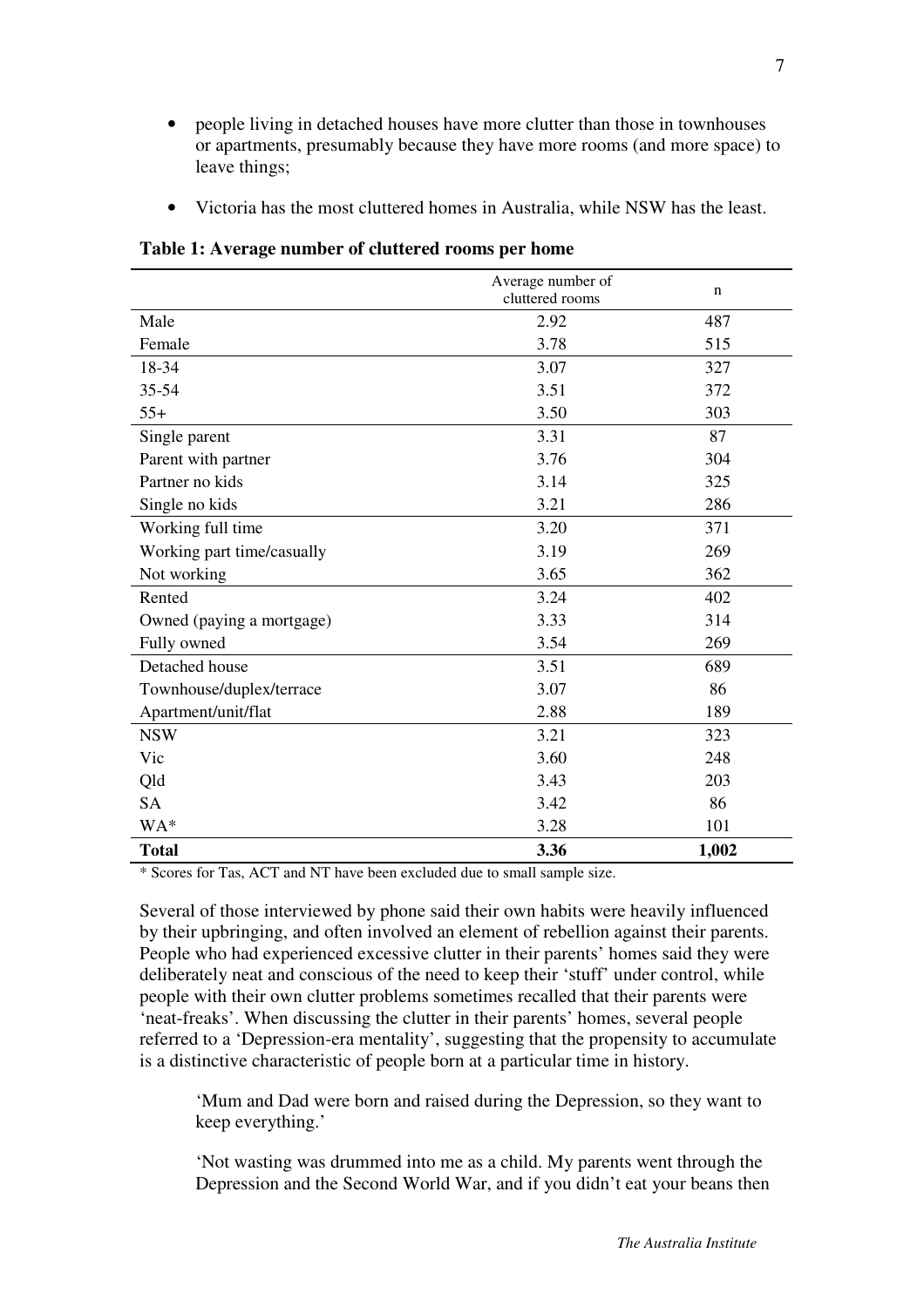- people living in detached houses have more clutter than those in townhouses or apartments, presumably because they have more rooms (and more space) to leave things;
- Victoria has the most cluttered homes in Australia, while NSW has the least.

**Table 1: Average number of cluttered rooms per home**

| | Average number of cluttered rooms | n |
|---|---|---|
| Male | 2.92 | 487 |
| Female | 3.78 | 515 |
| 18-34 | 3.07 | 327 |
| 35-54 | 3.51 | 372 |
| 55+ | 3.50 | 303 |
| Single parent | 3.31 | 87 |
| Parent with partner | 3.76 | 304 |
| Partner no kids | 3.14 | 325 |
| Single no kids | 3.21 | 286 |
| Working full time | 3.20 | 371 |
| Working part time/casually | 3.19 | 269 |
| Not working | 3.65 | 362 |
| Rented | 3.24 | 402 |
| Owned (paying a mortgage) | 3.33 | 314 |
| Fully owned | 3.54 | 269 |
| Detached house | 3.51 | 689 |
| Townhouse/duplex/terrace | 3.07 | 86 |
| Apartment/unit/flat | 2.88 | 189 |
| NSW | 3.21 | 323 |
| Vic | 3.60 | 248 |
| Qld | 3.43 | 203 |
| SA | 3.42 | 86 |
| WA* | 3.28 | 101 |
| **Total** | **3.36** | **1,002** |

* Scores for Tas, ACT and NT have been excluded due to small sample size.

Several of those interviewed by phone said their own habits were heavily influenced by their upbringing, and often involved an element of rebellion against their parents. People who had experienced excessive clutter in their parents' homes said they were deliberately neat and conscious of the need to keep their 'stuff' under control, while people with their own clutter problems sometimes recalled that their parents were 'neat-freaks'. When discussing the clutter in their parents' homes, several people referred to a 'Depression-era mentality', suggesting that the propensity to accumulate is a distinctive characteristic of people born at a particular time in history.

> 'Mum and Dad were born and raised during the Depression, so they want to keep everything.'
>
> 'Not wasting was drummed into me as a child. My parents went through the Depression and the Second World War, and if you didn't eat your beans then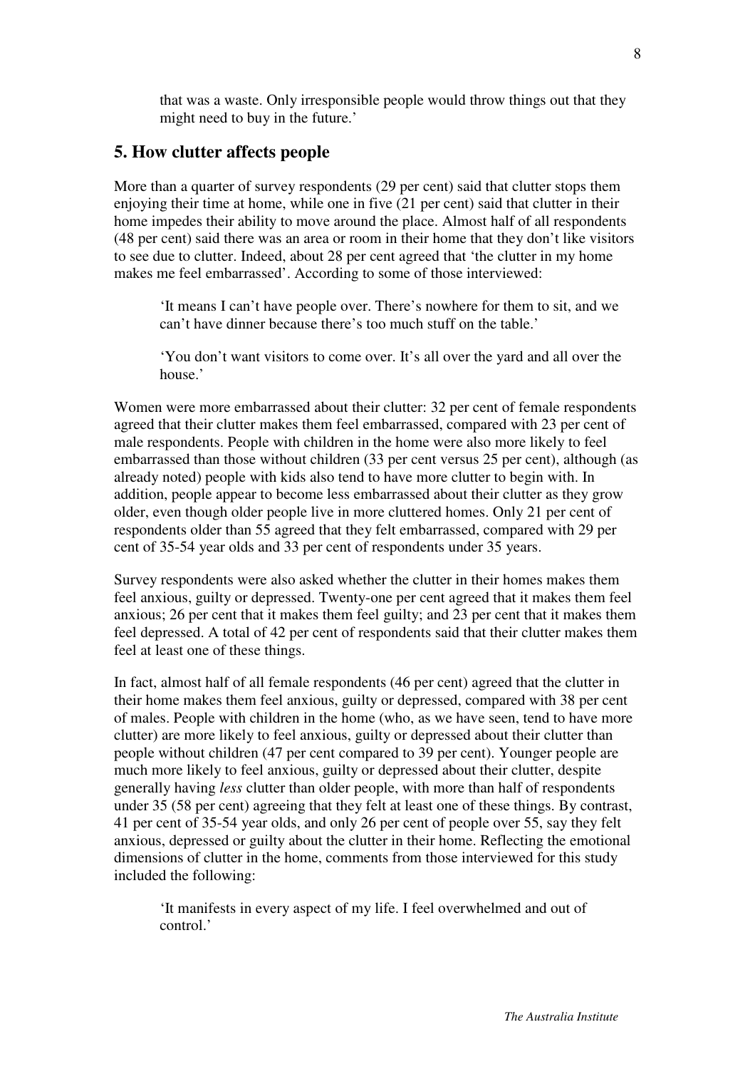that was a waste. Only irresponsible people would throw things out that they might need to buy in the future.'

## 5. How clutter affects people

More than a quarter of survey respondents (29 per cent) said that clutter stops them enjoying their time at home, while one in five (21 per cent) said that clutter in their home impedes their ability to move around the place. Almost half of all respondents (48 per cent) said there was an area or room in their home that they don't like visitors to see due to clutter. Indeed, about 28 per cent agreed that 'the clutter in my home makes me feel embarrassed'. According to some of those interviewed:

> 'It means I can't have people over. There's nowhere for them to sit, and we can't have dinner because there's too much stuff on the table.'

> 'You don't want visitors to come over. It's all over the yard and all over the house.'

Women were more embarrassed about their clutter: 32 per cent of female respondents agreed that their clutter makes them feel embarrassed, compared with 23 per cent of male respondents. People with children in the home were also more likely to feel embarrassed than those without children (33 per cent versus 25 per cent), although (as already noted) people with kids also tend to have more clutter to begin with. In addition, people appear to become less embarrassed about their clutter as they grow older, even though older people live in more cluttered homes. Only 21 per cent of respondents older than 55 agreed that they felt embarrassed, compared with 29 per cent of 35-54 year olds and 33 per cent of respondents under 35 years.

Survey respondents were also asked whether the clutter in their homes makes them feel anxious, guilty or depressed. Twenty-one per cent agreed that it makes them feel anxious; 26 per cent that it makes them feel guilty; and 23 per cent that it makes them feel depressed. A total of 42 per cent of respondents said that their clutter makes them feel at least one of these things.

In fact, almost half of all female respondents (46 per cent) agreed that the clutter in their home makes them feel anxious, guilty or depressed, compared with 38 per cent of males. People with children in the home (who, as we have seen, tend to have more clutter) are more likely to feel anxious, guilty or depressed about their clutter than people without children (47 per cent compared to 39 per cent). Younger people are much more likely to feel anxious, guilty or depressed about their clutter, despite generally having *less* clutter than older people, with more than half of respondents under 35 (58 per cent) agreeing that they felt at least one of these things. By contrast, 41 per cent of 35-54 year olds, and only 26 per cent of people over 55, say they felt anxious, depressed or guilty about the clutter in their home. Reflecting the emotional dimensions of clutter in the home, comments from those interviewed for this study included the following:

> 'It manifests in every aspect of my life. I feel overwhelmed and out of control.'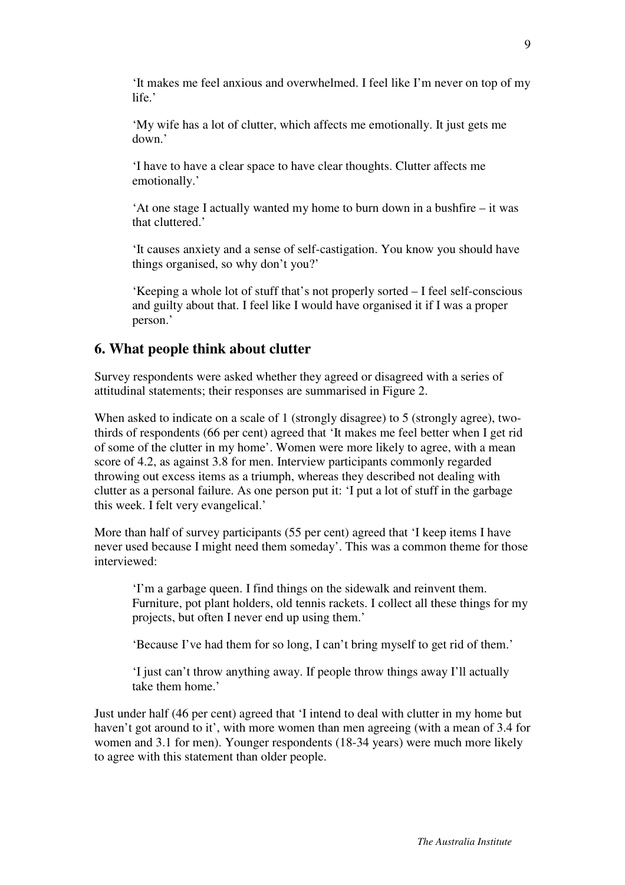> 'It makes me feel anxious and overwhelmed. I feel like I'm never on top of my life.'
>
> 'My wife has a lot of clutter, which affects me emotionally. It just gets me down.'
>
> 'I have to have a clear space to have clear thoughts. Clutter affects me emotionally.'
>
> 'At one stage I actually wanted my home to burn down in a bushfire – it was that cluttered.'
>
> 'It causes anxiety and a sense of self-castigation. You know you should have things organised, so why don't you?'
>
> 'Keeping a whole lot of stuff that's not properly sorted – I feel self-conscious and guilty about that. I feel like I would have organised it if I was a proper person.'

## 6. What people think about clutter

Survey respondents were asked whether they agreed or disagreed with a series of attitudinal statements; their responses are summarised in Figure 2.

When asked to indicate on a scale of 1 (strongly disagree) to 5 (strongly agree), two-thirds of respondents (66 per cent) agreed that 'It makes me feel better when I get rid of some of the clutter in my home'. Women were more likely to agree, with a mean score of 4.2, as against 3.8 for men. Interview participants commonly regarded throwing out excess items as a triumph, whereas they described not dealing with clutter as a personal failure. As one person put it: 'I put a lot of stuff in the garbage this week. I felt very evangelical.'

More than half of survey participants (55 per cent) agreed that 'I keep items I have never used because I might need them someday'. This was a common theme for those interviewed:

> 'I'm a garbage queen. I find things on the sidewalk and reinvent them. Furniture, pot plant holders, old tennis rackets. I collect all these things for my projects, but often I never end up using them.'
>
> 'Because I've had them for so long, I can't bring myself to get rid of them.'
>
> 'I just can't throw anything away. If people throw things away I'll actually take them home.'

Just under half (46 per cent) agreed that 'I intend to deal with clutter in my home but haven't got around to it', with more women than men agreeing (with a mean of 3.4 for women and 3.1 for men). Younger respondents (18-34 years) were much more likely to agree with this statement than older people.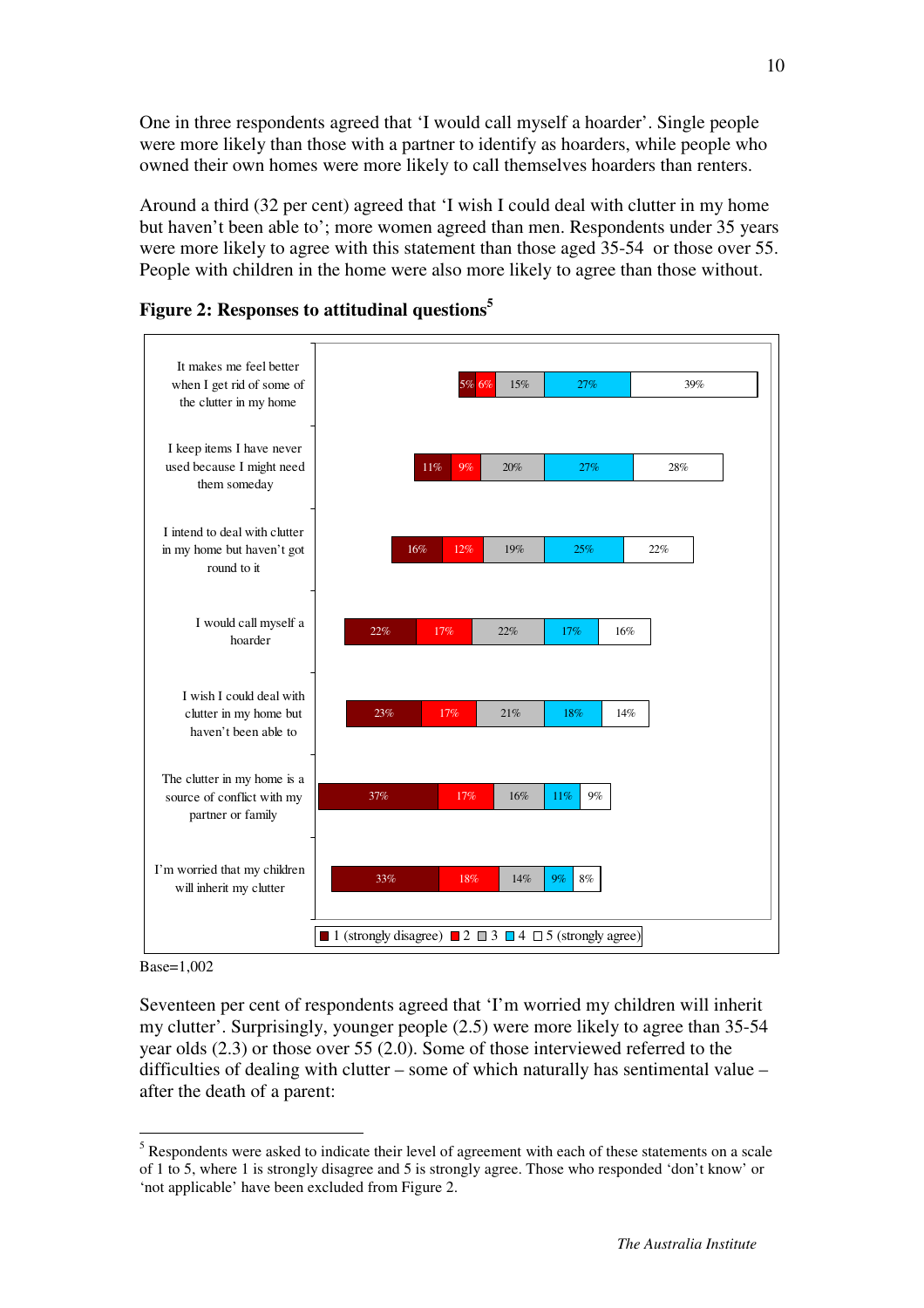One in three respondents agreed that 'I would call myself a hoarder'. Single people were more likely than those with a partner to identify as hoarders, while people who owned their own homes were more likely to call themselves hoarders than renters.

Around a third (32 per cent) agreed that 'I wish I could deal with clutter in my home but haven't been able to'; more women agreed than men. Respondents under 35 years were more likely to agree with this statement than those aged 35-54 or those over 55. People with children in the home were also more likely to agree than those without.

**Figure 2: Responses to attitudinal questions**[5]

| Statement | 1 (strongly disagree) | 2 | 3 | 4 | 5 (strongly agree) |
|---|---|---|---|---|---|
| It makes me feel better when I get rid of some of the clutter in my home | 5% | 6% | 15% | 27% | 39% |
| I keep items I have never used because I might need them someday | 11% | 9% | 20% | 27% | 28% |
| I intend to deal with clutter in my home but haven't got round to it | 16% | 12% | 19% | 25% | 22% |
| I would call myself a hoarder | 22% | 17% | 22% | 17% | 16% |
| I wish I could deal with clutter in my home but haven't been able to | 23% | 17% | 21% | 18% | 14% |
| The clutter in my home is a source of conflict with my partner or family | 37% | 17% | 16% | 11% | 9% |
| I'm worried that my children will inherit my clutter | 33% | 18% | 14% | 9% | 8% |

Base=1,002

Seventeen per cent of respondents agreed that 'I'm worried my children will inherit my clutter'. Surprisingly, younger people (2.5) were more likely to agree than 35-54 year olds (2.3) or those over 55 (2.0). Some of those interviewed referred to the difficulties of dealing with clutter – some of which naturally has sentimental value – after the death of a parent:

---

[5] Respondents were asked to indicate their level of agreement with each of these statements on a scale of 1 to 5, where 1 is strongly disagree and 5 is strongly agree. Those who responded 'don't know' or 'not applicable' have been excluded from Figure 2.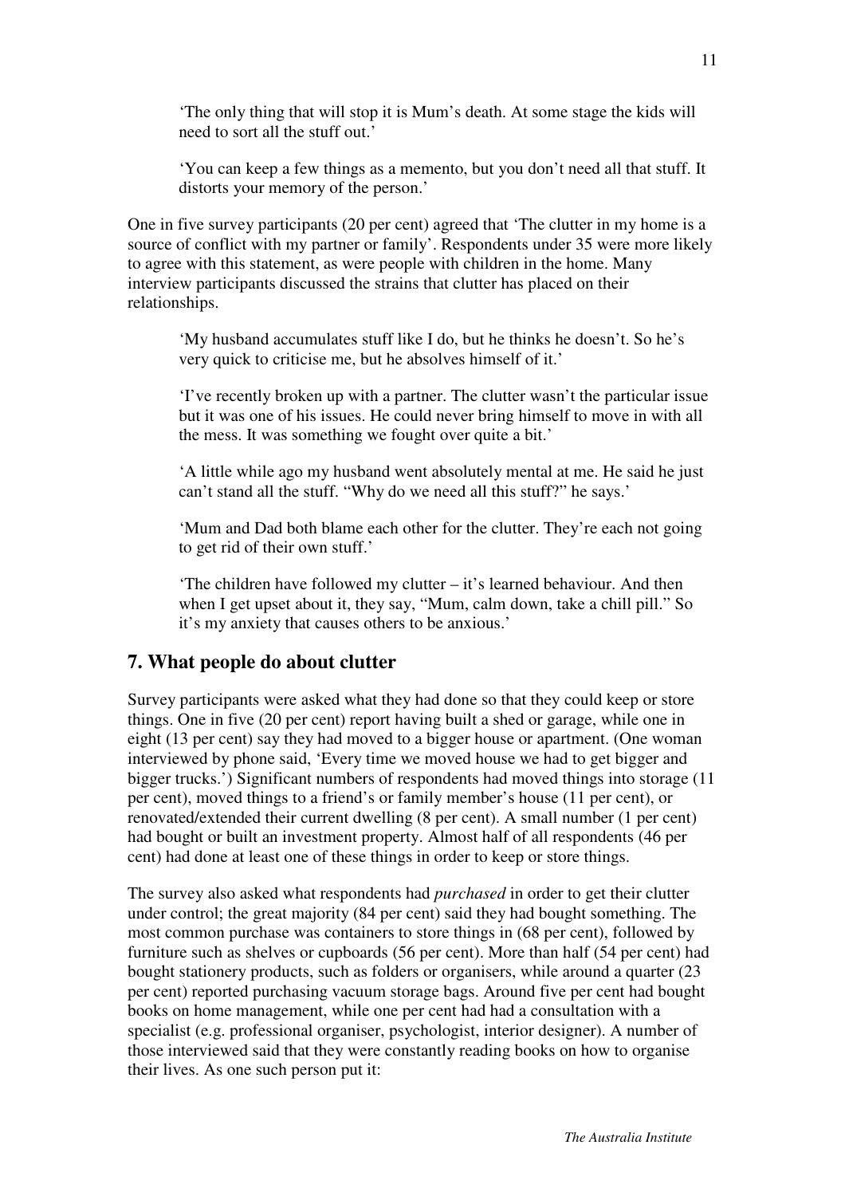> 'The only thing that will stop it is Mum's death. At some stage the kids will need to sort all the stuff out.'

> 'You can keep a few things as a memento, but you don't need all that stuff. It distorts your memory of the person.'

One in five survey participants (20 per cent) agreed that 'The clutter in my home is a source of conflict with my partner or family'. Respondents under 35 were more likely to agree with this statement, as were people with children in the home. Many interview participants discussed the strains that clutter has placed on their relationships.

> 'My husband accumulates stuff like I do, but he thinks he doesn't. So he's very quick to criticise me, but he absolves himself of it.'

> 'I've recently broken up with a partner. The clutter wasn't the particular issue but it was one of his issues. He could never bring himself to move in with all the mess. It was something we fought over quite a bit.'

> 'A little while ago my husband went absolutely mental at me. He said he just can't stand all the stuff. "Why do we need all this stuff?" he says.'

> 'Mum and Dad both blame each other for the clutter. They're each not going to get rid of their own stuff.'

> 'The children have followed my clutter – it's learned behaviour. And then when I get upset about it, they say, "Mum, calm down, take a chill pill." So it's my anxiety that causes others to be anxious.'

## 7. What people do about clutter

Survey participants were asked what they had done so that they could keep or store things. One in five (20 per cent) report having built a shed or garage, while one in eight (13 per cent) say they had moved to a bigger house or apartment. (One woman interviewed by phone said, 'Every time we moved house we had to get bigger and bigger trucks.') Significant numbers of respondents had moved things into storage (11 per cent), moved things to a friend's or family member's house (11 per cent), or renovated/extended their current dwelling (8 per cent). A small number (1 per cent) had bought or built an investment property. Almost half of all respondents (46 per cent) had done at least one of these things in order to keep or store things.

The survey also asked what respondents had *purchased* in order to get their clutter under control; the great majority (84 per cent) said they had bought something. The most common purchase was containers to store things in (68 per cent), followed by furniture such as shelves or cupboards (56 per cent). More than half (54 per cent) had bought stationery products, such as folders or organisers, while around a quarter (23 per cent) reported purchasing vacuum storage bags. Around five per cent had bought books on home management, while one per cent had had a consultation with a specialist (e.g. professional organiser, psychologist, interior designer). A number of those interviewed said that they were constantly reading books on how to organise their lives. As one such person put it: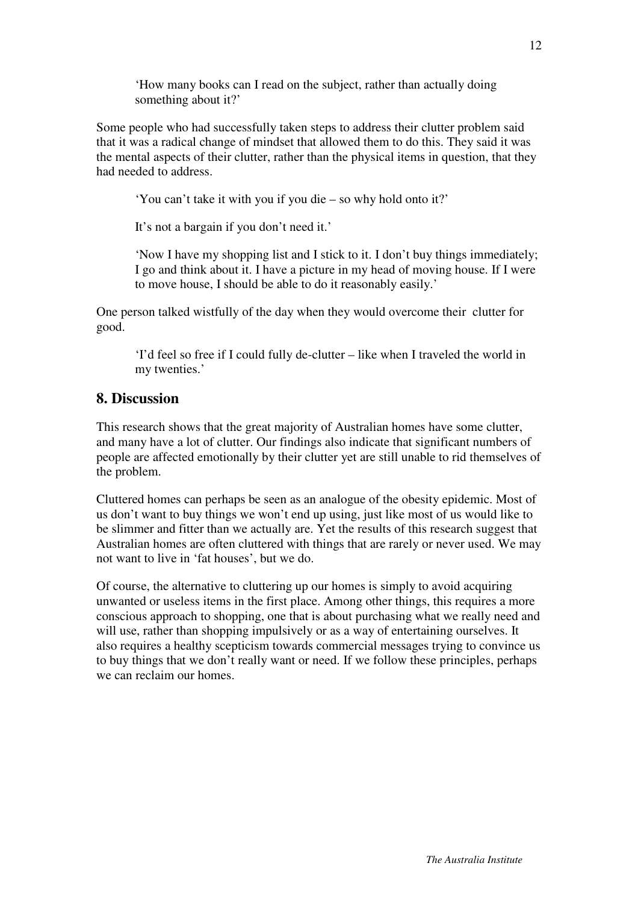> 'How many books can I read on the subject, rather than actually doing something about it?'

Some people who had successfully taken steps to address their clutter problem said that it was a radical change of mindset that allowed them to do this. They said it was the mental aspects of their clutter, rather than the physical items in question, that they had needed to address.

> 'You can't take it with you if you die – so why hold onto it?'
>
> It's not a bargain if you don't need it.'
>
> 'Now I have my shopping list and I stick to it. I don't buy things immediately; I go and think about it. I have a picture in my head of moving house. If I were to move house, I should be able to do it reasonably easily.'

One person talked wistfully of the day when they would overcome their clutter for good.

> 'I'd feel so free if I could fully de-clutter – like when I traveled the world in my twenties.'

## 8. Discussion

This research shows that the great majority of Australian homes have some clutter, and many have a lot of clutter. Our findings also indicate that significant numbers of people are affected emotionally by their clutter yet are still unable to rid themselves of the problem.

Cluttered homes can perhaps be seen as an analogue of the obesity epidemic. Most of us don't want to buy things we won't end up using, just like most of us would like to be slimmer and fitter than we actually are. Yet the results of this research suggest that Australian homes are often cluttered with things that are rarely or never used. We may not want to live in 'fat houses', but we do.

Of course, the alternative to cluttering up our homes is simply to avoid acquiring unwanted or useless items in the first place. Among other things, this requires a more conscious approach to shopping, one that is about purchasing what we really need and will use, rather than shopping impulsively or as a way of entertaining ourselves. It also requires a healthy scepticism towards commercial messages trying to convince us to buy things that we don't really want or need. If we follow these principles, perhaps we can reclaim our homes.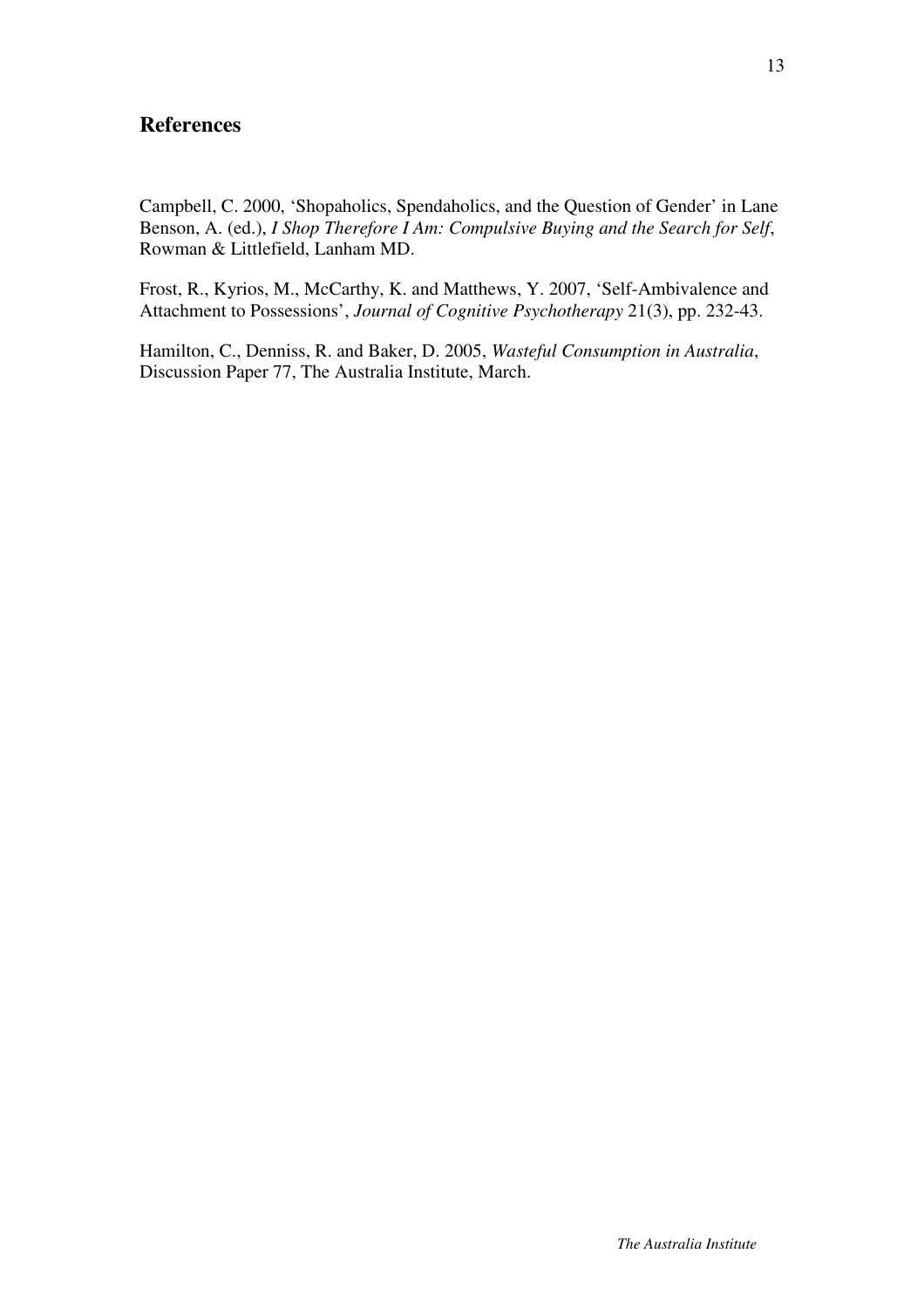## References

Campbell, C. 2000, 'Shopaholics, Spendaholics, and the Question of Gender' in Lane Benson, A. (ed.), *I Shop Therefore I Am: Compulsive Buying and the Search for Self*, Rowman & Littlefield, Lanham MD.

Frost, R., Kyrios, M., McCarthy, K. and Matthews, Y. 2007, 'Self-Ambivalence and Attachment to Possessions', *Journal of Cognitive Psychotherapy* 21(3), pp. 232-43.

Hamilton, C., Denniss, R. and Baker, D. 2005, *Wasteful Consumption in Australia*, Discussion Paper 77, The Australia Institute, March.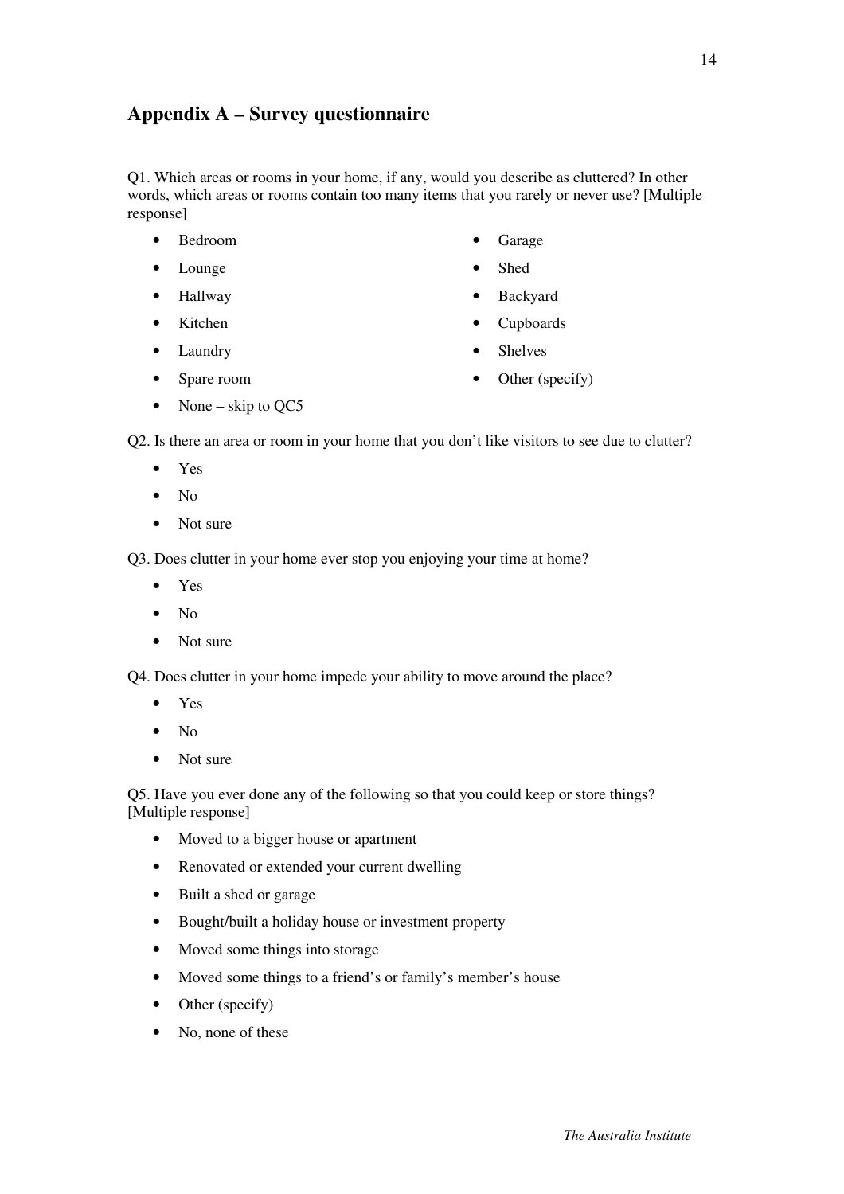## Appendix A – Survey questionnaire

Q1. Which areas or rooms in your home, if any, would you describe as cluttered? In other words, which areas or rooms contain too many items that you rarely or never use? [Multiple response]

- Bedroom
- Lounge
- Hallway
- Kitchen
- Laundry
- Spare room
- None – skip to QC5
- Garage
- Shed
- Backyard
- Cupboards
- Shelves
- Other (specify)

Q2. Is there an area or room in your home that you don't like visitors to see due to clutter?

- Yes
- No
- Not sure

Q3. Does clutter in your home ever stop you enjoying your time at home?

- Yes
- No
- Not sure

Q4. Does clutter in your home impede your ability to move around the place?

- Yes
- No
- Not sure

Q5. Have you ever done any of the following so that you could keep or store things? [Multiple response]

- Moved to a bigger house or apartment
- Renovated or extended your current dwelling
- Built a shed or garage
- Bought/built a holiday house or investment property
- Moved some things into storage
- Moved some things to a friend's or family's member's house
- Other (specify)
- No, none of these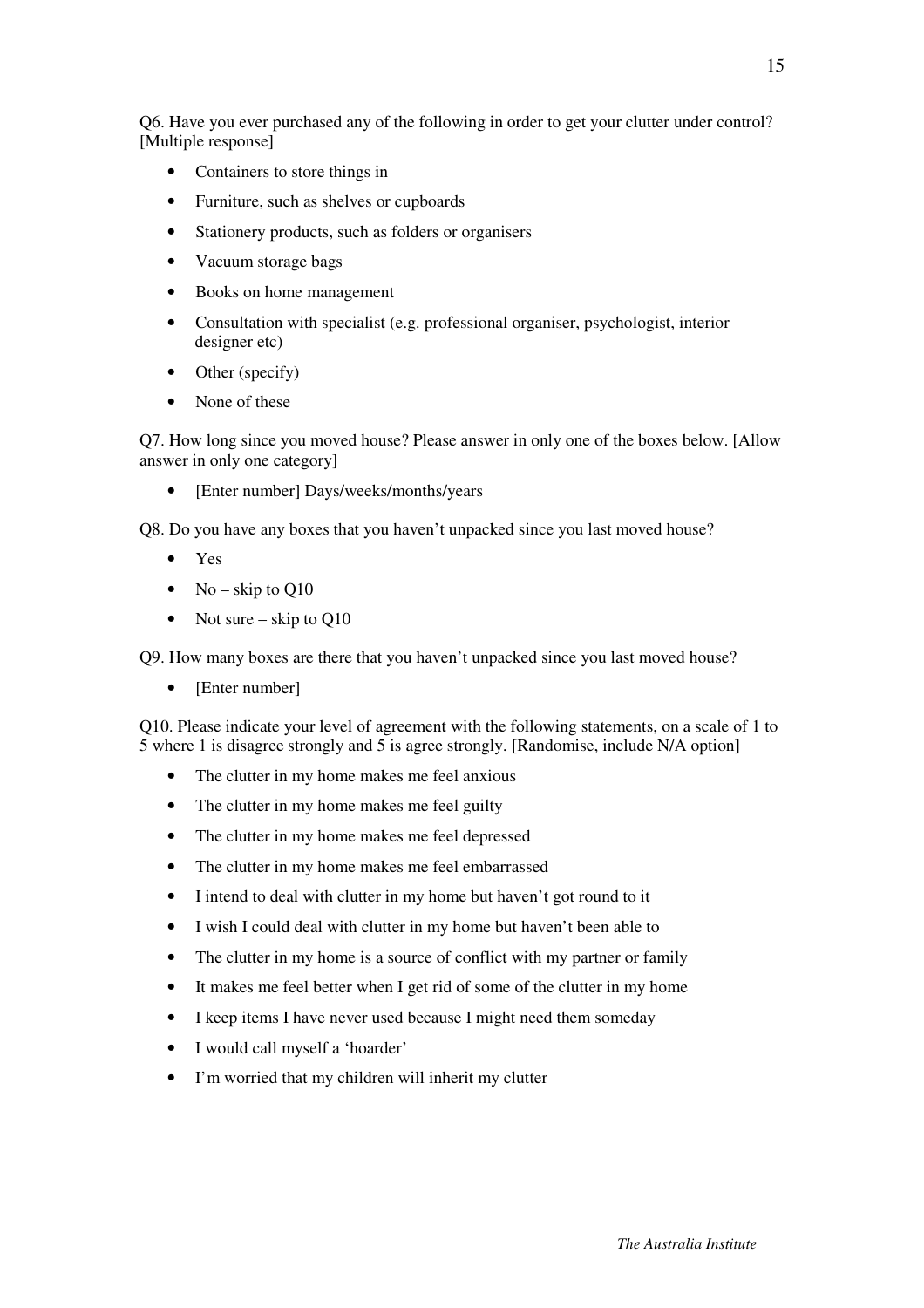Q6. Have you ever purchased any of the following in order to get your clutter under control? [Multiple response]

- Containers to store things in
- Furniture, such as shelves or cupboards
- Stationery products, such as folders or organisers
- Vacuum storage bags
- Books on home management
- Consultation with specialist (e.g. professional organiser, psychologist, interior designer etc)
- Other (specify)
- None of these

Q7. How long since you moved house? Please answer in only one of the boxes below. [Allow answer in only one category]

- [Enter number] Days/weeks/months/years

Q8. Do you have any boxes that you haven't unpacked since you last moved house?

- Yes
- No – skip to Q10
- Not sure – skip to Q10

Q9. How many boxes are there that you haven't unpacked since you last moved house?

- [Enter number]

Q10. Please indicate your level of agreement with the following statements, on a scale of 1 to 5 where 1 is disagree strongly and 5 is agree strongly. [Randomise, include N/A option]

- The clutter in my home makes me feel anxious
- The clutter in my home makes me feel guilty
- The clutter in my home makes me feel depressed
- The clutter in my home makes me feel embarrassed
- I intend to deal with clutter in my home but haven't got round to it
- I wish I could deal with clutter in my home but haven't been able to
- The clutter in my home is a source of conflict with my partner or family
- It makes me feel better when I get rid of some of the clutter in my home
- I keep items I have never used because I might need them someday
- I would call myself a 'hoarder'
- I'm worried that my children will inherit my clutter